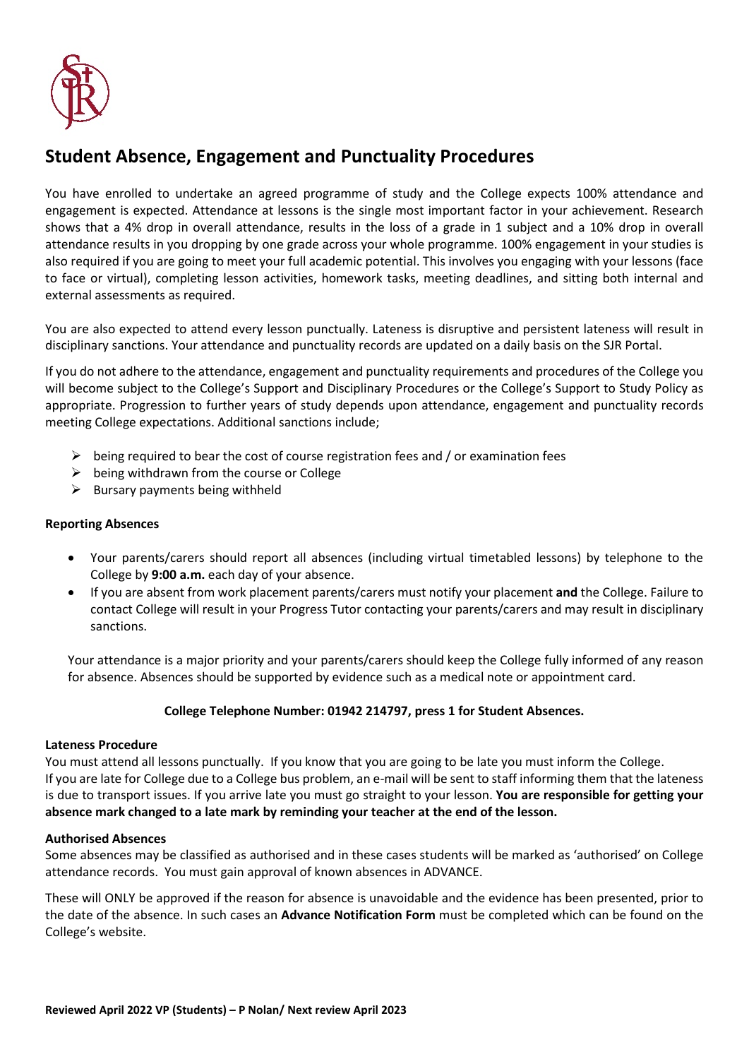# Student Absence, Engagement and Punctuality Procedures

You have enrolled to undertake an agreed programme of study and the College expects 100% attendance and engagement is expected. Attendance at lessons is the single most important factor in your achievement. Research shows that a 4% drop in overall attendance, results in the loss of a grade in 1 subject and a 10% drop in overall attendance results in you dropping by one grade across your whole programme. 100% engagement in your studies is also required if you are going to meet your full academic potential. This involves you engaging with your lessons (face to face or virtual), completing lesson activities, homework tasks, meeting deadlines, and sitting both internal and external assessments as required.

You are also expected to attend every lesson punctually. Lateness is disruptive and persistent lateness will result in disciplinary sanctions. Your attendance and punctuality records are updated on a daily basis on the SJR Portal.

If you do not adhere to the attendance, engagement and punctuality requirements and procedures of the College you will become subject to the College's Support and Disciplinary Procedures or the College's Support to Study Policy as appropriate. Progression to further years of study depends upon attendance, engagement and punctuality records meeting College expectations. Additional sanctions include;

- being required to bear the cost of course registration fees and / or examination fees
- being withdrawn from the course or College
- Bursary payments being withheld

**Reporting Absences**

- Your parents/carers should report all absences (including virtual timetabled lessons) by telephone to the College by **9:00 a.m.** each day of your absence.
- If you are absent from work placement parents/carers must notify your placement **and** the College. Failure to contact College will result in your Progress Tutor contacting your parents/carers and may result in disciplinary sanctions.

Your attendance is a major priority and your parents/carers should keep the College fully informed of any reason for absence. Absences should be supported by evidence such as a medical note or appointment card.

**College Telephone Number: 01942 214797, press 1 for Student Absences.**

**Lateness Procedure**

You must attend all lessons punctually. If you know that you are going to be late you must inform the College. If you are late for College due to a College bus problem, an e-mail will be sent to staff informing them that the lateness is due to transport issues. If you arrive late you must go straight to your lesson. **You are responsible for getting your absence mark changed to a late mark by reminding your teacher at the end of the lesson.**

**Authorised Absences**

Some absences may be classified as authorised and in these cases students will be marked as 'authorised' on College attendance records. You must gain approval of known absences in ADVANCE.

These will ONLY be approved if the reason for absence is unavoidable and the evidence has been presented, prior to the date of the absence. In such cases an **Advance Notification Form** must be completed which can be found on the College's website.

**Reviewed April 2022 VP (Students) – P Nolan/ Next review April 2023**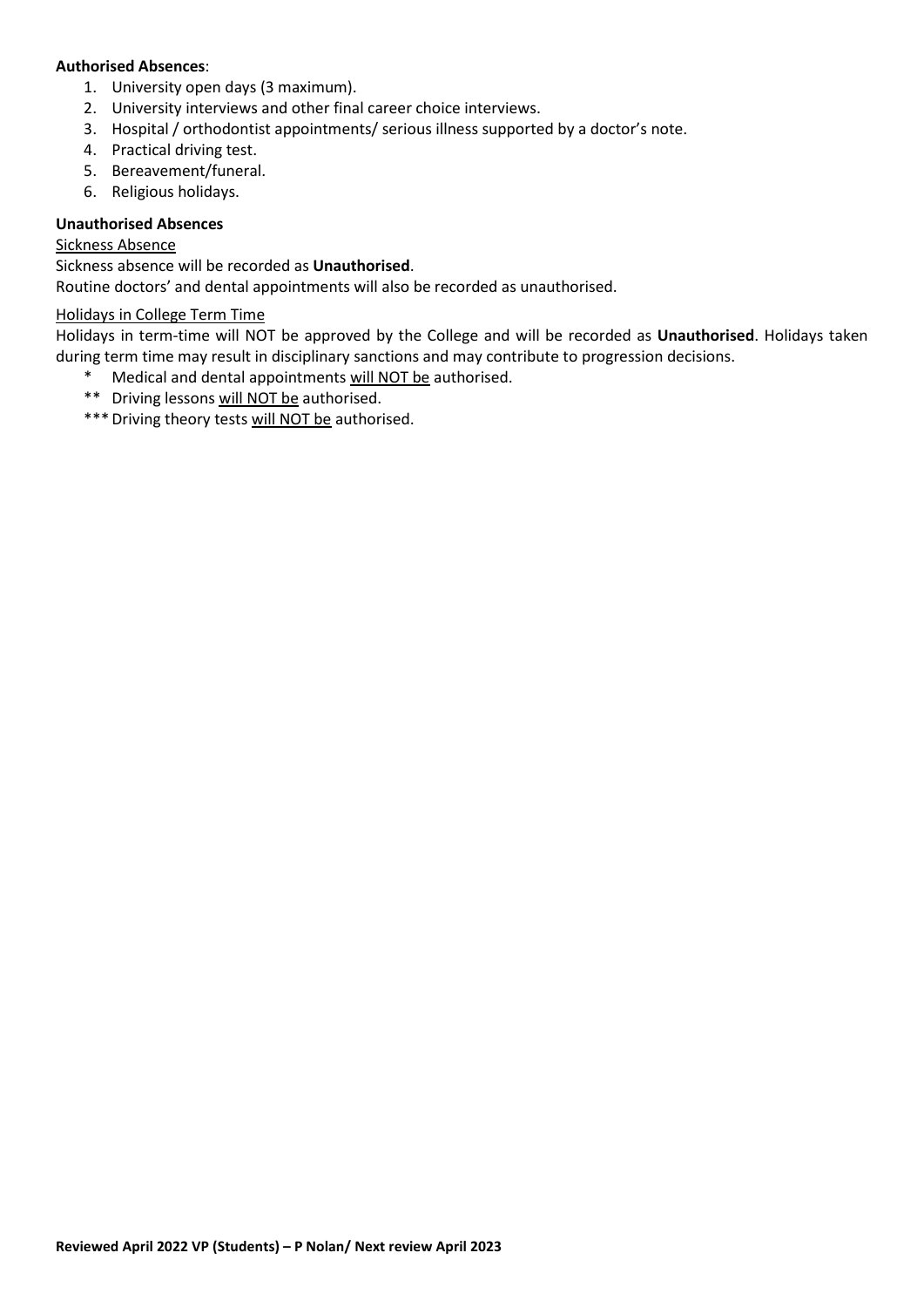**Authorised Absences**:

1. University open days (3 maximum).
2. University interviews and other final career choice interviews.
3. Hospital / orthodontist appointments/ serious illness supported by a doctor's note.
4. Practical driving test.
5. Bereavement/funeral.
6. Religious holidays.

**Unauthorised Absences**

Sickness Absence

Sickness absence will be recorded as **Unauthorised**.

Routine doctors' and dental appointments will also be recorded as unauthorised.

Holidays in College Term Time

Holidays in term-time will NOT be approved by the College and will be recorded as **Unauthorised**. Holidays taken during term time may result in disciplinary sanctions and may contribute to progression decisions.

- \* Medical and dental appointments will NOT be authorised.
- \*\* Driving lessons will NOT be authorised.
- \*\*\* Driving theory tests will NOT be authorised.

**Reviewed April 2022 VP (Students) – P Nolan/ Next review April 2023**